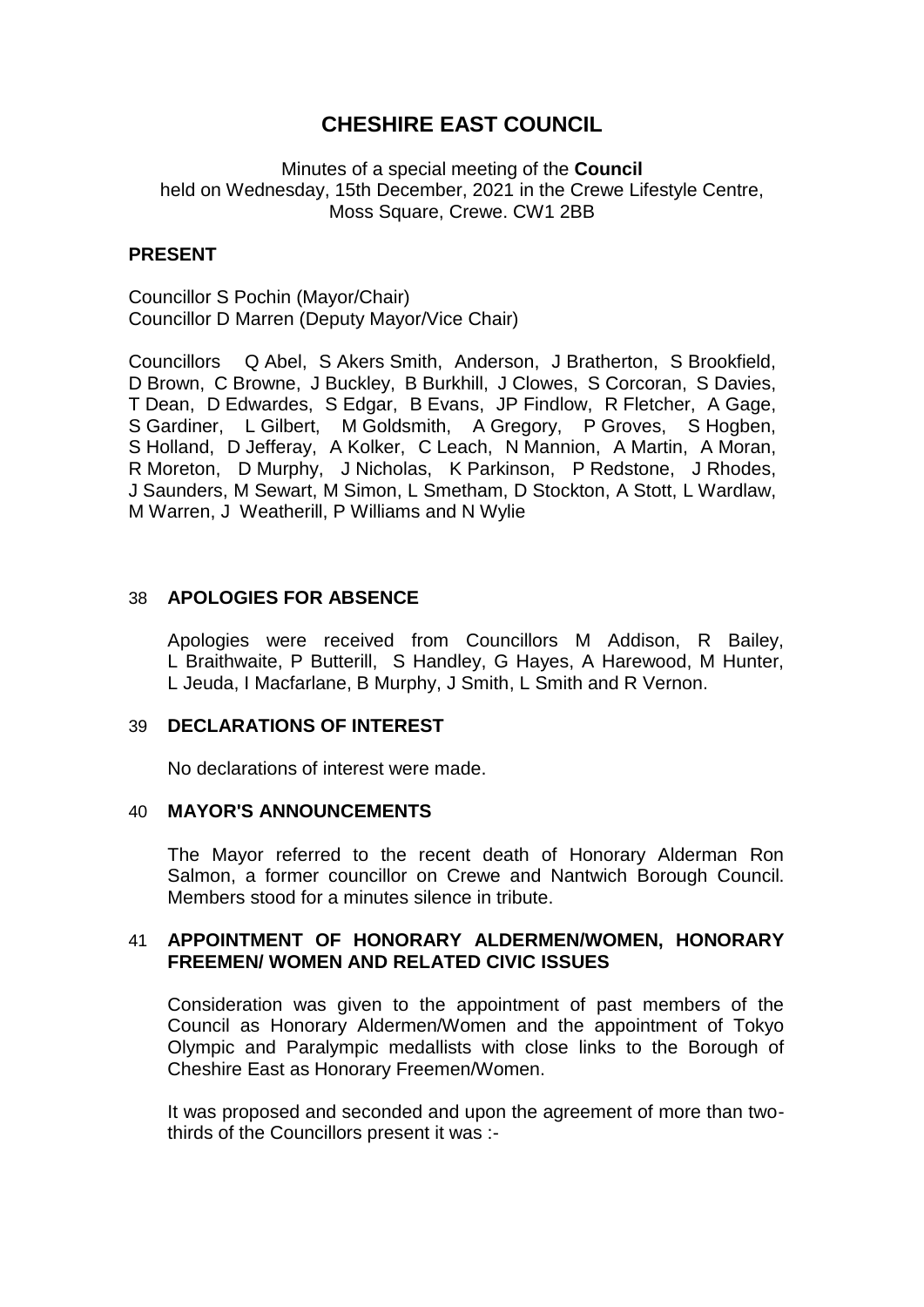# CHESHIRE EAST COUNCIL

Minutes of a special meeting of the **Council**
held on Wednesday, 15th December, 2021 in the Crewe Lifestyle Centre, Moss Square, Crewe. CW1 2BB

## PRESENT

Councillor S Pochin (Mayor/Chair)
Councillor D Marren (Deputy Mayor/Vice Chair)

Councillors Q Abel, S Akers Smith, Anderson, J Bratherton, S Brookfield, D Brown, C Browne, J Buckley, B Burkhill, J Clowes, S Corcoran, S Davies, T Dean, D Edwardes, S Edgar, B Evans, JP Findlow, R Fletcher, A Gage, S Gardiner, L Gilbert, M Goldsmith, A Gregory, P Groves, S Hogben, S Holland, D Jefferay, A Kolker, C Leach, N Mannion, A Martin, A Moran, R Moreton, D Murphy, J Nicholas, K Parkinson, P Redstone, J Rhodes, J Saunders, M Sewart, M Simon, L Smetham, D Stockton, A Stott, L Wardlaw, M Warren, J Weatherill, P Williams and N Wylie

### 38 APOLOGIES FOR ABSENCE

Apologies were received from Councillors M Addison, R Bailey, L Braithwaite, P Butterill, S Handley, G Hayes, A Harewood, M Hunter, L Jeuda, I Macfarlane, B Murphy, J Smith, L Smith and R Vernon.

### 39 DECLARATIONS OF INTEREST

No declarations of interest were made.

### 40 MAYOR'S ANNOUNCEMENTS

The Mayor referred to the recent death of Honorary Alderman Ron Salmon, a former councillor on Crewe and Nantwich Borough Council. Members stood for a minutes silence in tribute.

### 41 APPOINTMENT OF HONORARY ALDERMEN/WOMEN, HONORARY FREEMEN/ WOMEN AND RELATED CIVIC ISSUES

Consideration was given to the appointment of past members of the Council as Honorary Aldermen/Women and the appointment of Tokyo Olympic and Paralympic medallists with close links to the Borough of Cheshire East as Honorary Freemen/Women.

It was proposed and seconded and upon the agreement of more than two-thirds of the Councillors present it was :-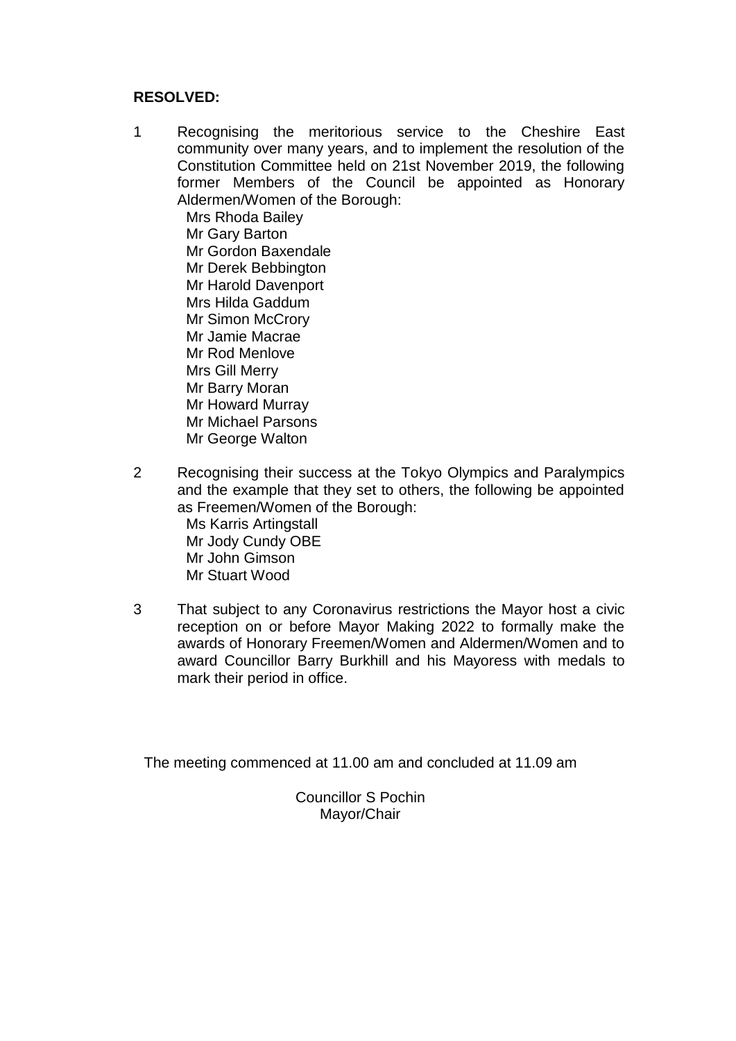**RESOLVED:**

1 Recognising the meritorious service to the Cheshire East community over many years, and to implement the resolution of the Constitution Committee held on 21st November 2019, the following former Members of the Council be appointed as Honorary Aldermen/Women of the Borough:

   Mrs Rhoda Bailey
   Mr Gary Barton
   Mr Gordon Baxendale
   Mr Derek Bebbington
   Mr Harold Davenport
   Mrs Hilda Gaddum
   Mr Simon McCrory
   Mr Jamie Macrae
   Mr Rod Menlove
   Mrs Gill Merry
   Mr Barry Moran
   Mr Howard Murray
   Mr Michael Parsons
   Mr George Walton

2 Recognising their success at the Tokyo Olympics and Paralympics and the example that they set to others, the following be appointed as Freemen/Women of the Borough:

   Ms Karris Artingstall
   Mr Jody Cundy OBE
   Mr John Gimson
   Mr Stuart Wood

3 That subject to any Coronavirus restrictions the Mayor host a civic reception on or before Mayor Making 2022 to formally make the awards of Honorary Freemen/Women and Aldermen/Women and to award Councillor Barry Burkhill and his Mayoress with medals to mark their period in office.

The meeting commenced at 11.00 am and concluded at 11.09 am

Councillor S Pochin
Mayor/Chair